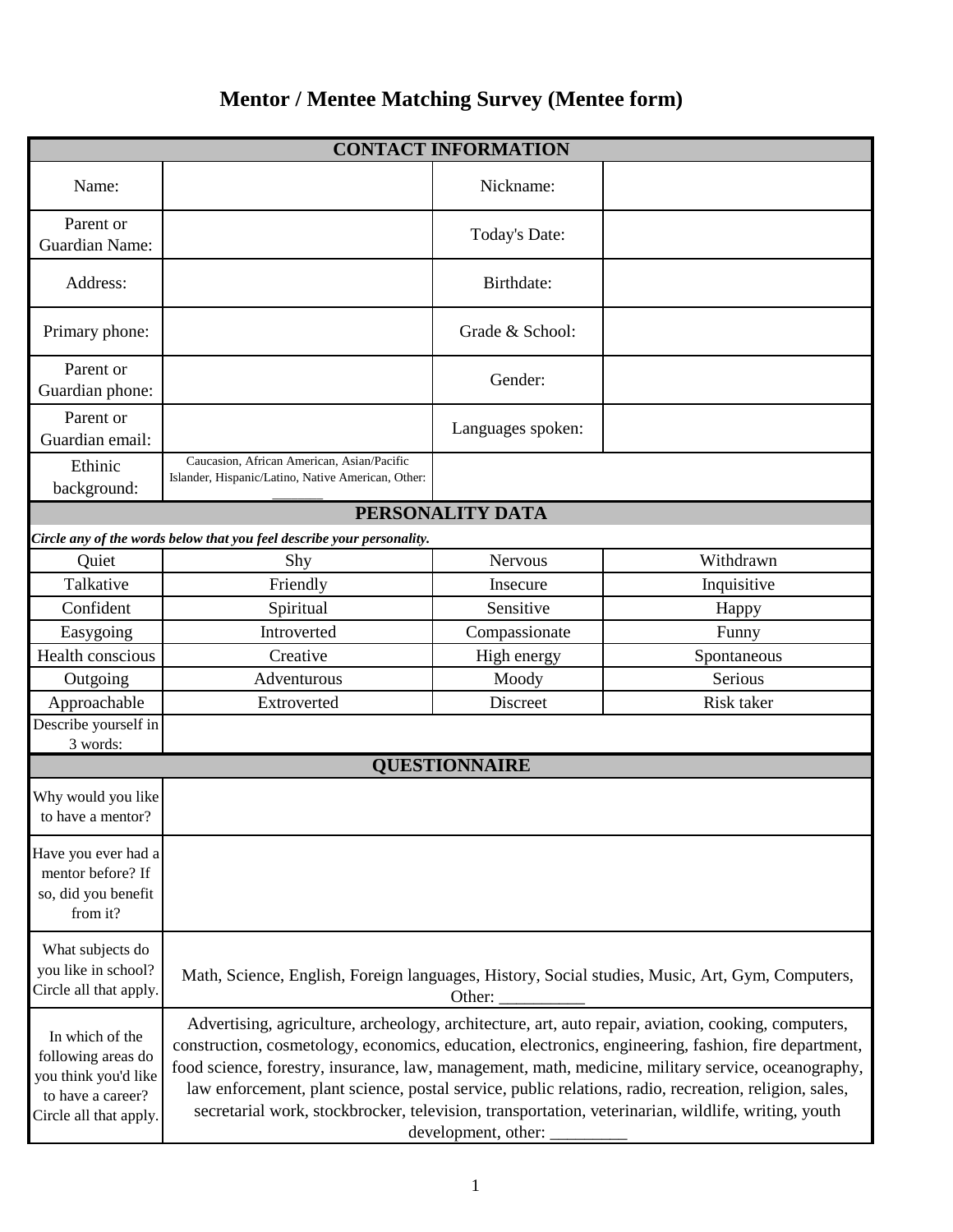# Mentor / Mentee Matching Survey (Mentee form)

| CONTACT INFORMATION | | | |
|---|---|---|---|
| Name: | | Nickname: | |
| Parent or Guardian Name: | | Today's Date: | |
| Address: | | Birthdate: | |
| Primary phone: | | Grade & School: | |
| Parent or Guardian phone: | | Gender: | |
| Parent or Guardian email: | | Languages spoken: | |
| Ethinic background: | Caucasion, African American, Asian/Pacific Islander, Hispanic/Latino, Native American, Other: ______ | | |
| **PERSONALITY DATA** | | | |
| ***Circle any of the words below that you feel describe your personality.*** | | | |
| Quiet | Shy | Nervous | Withdrawn |
| Talkative | Friendly | Insecure | Inquisitive |
| Confident | Spiritual | Sensitive | Happy |
| Easygoing | Introverted | Compassionate | Funny |
| Health conscious | Creative | High energy | Spontaneous |
| Outgoing | Adventurous | Moody | Serious |
| Approachable | Extroverted | Discreet | Risk taker |
| Describe yourself in 3 words: | | | |
| **QUESTIONNAIRE** | | | |
| Why would you like to have a mentor? | | | |
| Have you ever had a mentor before? If so, did you benefit from it? | | | |
| What subjects do you like in school? Circle all that apply. | Math, Science, English, Foreign languages, History, Social studies, Music, Art, Gym, Computers, Other: __________ | | |
| In which of the following areas do you think you'd like to have a career? Circle all that apply. | Advertising, agriculture, archeology, architecture, art, auto repair, aviation, cooking, computers, construction, cosmetology, economics, education, electronics, engineering, fashion, fire department, food science, forestry, insurance, law, management, math, medicine, military service, oceanography, law enforcement, plant science, postal service, public relations, radio, recreation, religion, sales, secretarial work, stockbrocker, television, transportation, veterinarian, wildlife, writing, youth development, other: _________ | | |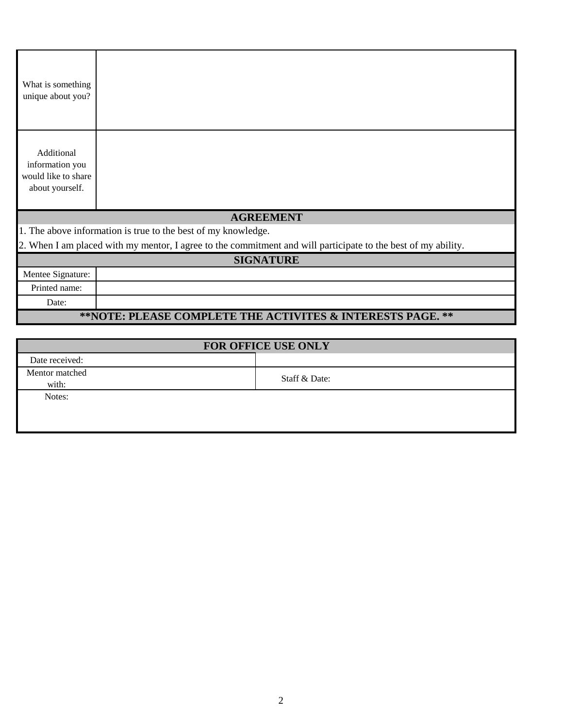| | |
|---|---|
| What is something unique about you? | |
| Additional information you would like to share about yourself. | |

**AGREEMENT**

1. The above information is true to the best of my knowledge.
2. When I am placed with my mentor, I agree to the commitment and will participate to the best of my ability.

**SIGNATURE**

| | |
|---|---|
| Mentee Signature: | |
| Printed name: | |
| Date: | |

**\*\*NOTE: PLEASE COMPLETE THE ACTIVITES & INTERESTS PAGE. \*\***

**FOR OFFICE USE ONLY**

| | |
|---|---|
| Date received: | |
| Mentor matched with: | Staff & Date: |
| Notes: | |